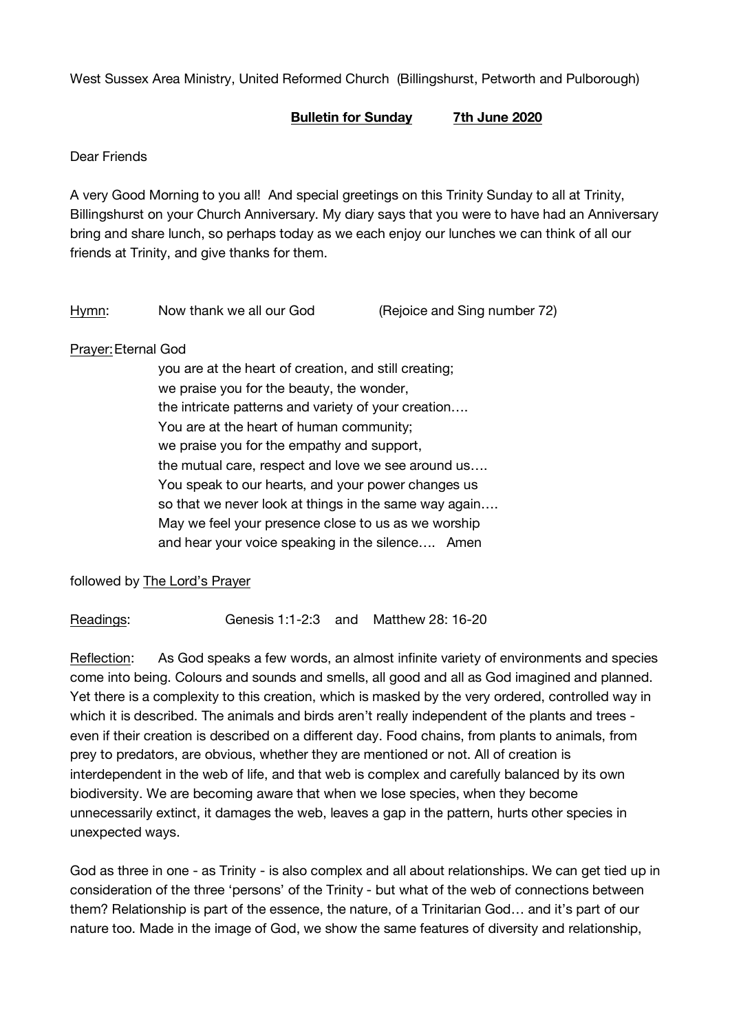West Sussex Area Ministry, United Reformed Church (Billingshurst, Petworth and Pulborough)

**Bulletin for Sunday 7th June 2020**

Dear Friends

A very Good Morning to you all! And special greetings on this Trinity Sunday to all at Trinity, Billingshurst on your Church Anniversary. My diary says that you were to have had an Anniversary bring and share lunch, so perhaps today as we each enjoy our lunches we can think of all our friends at Trinity, and give thanks for them.

Hymn: Now thank we all our God (Rejoice and Sing number 72)

Prayer: Eternal God
you are at the heart of creation, and still creating;
we praise you for the beauty, the wonder,
the intricate patterns and variety of your creation….
You are at the heart of human community;
we praise you for the empathy and support,
the mutual care, respect and love we see around us….
You speak to our hearts, and your power changes us
so that we never look at things in the same way again….
May we feel your presence close to us as we worship
and hear your voice speaking in the silence…. Amen

followed by The Lord's Prayer

Readings: Genesis 1:1-2:3 and Matthew 28: 16-20

Reflection: As God speaks a few words, an almost infinite variety of environments and species come into being. Colours and sounds and smells, all good and all as God imagined and planned. Yet there is a complexity to this creation, which is masked by the very ordered, controlled way in which it is described. The animals and birds aren't really independent of the plants and trees - even if their creation is described on a different day. Food chains, from plants to animals, from prey to predators, are obvious, whether they are mentioned or not. All of creation is interdependent in the web of life, and that web is complex and carefully balanced by its own biodiversity. We are becoming aware that when we lose species, when they become unnecessarily extinct, it damages the web, leaves a gap in the pattern, hurts other species in unexpected ways.

God as three in one - as Trinity - is also complex and all about relationships. We can get tied up in consideration of the three 'persons' of the Trinity - but what of the web of connections between them? Relationship is part of the essence, the nature, of a Trinitarian God… and it's part of our nature too. Made in the image of God, we show the same features of diversity and relationship,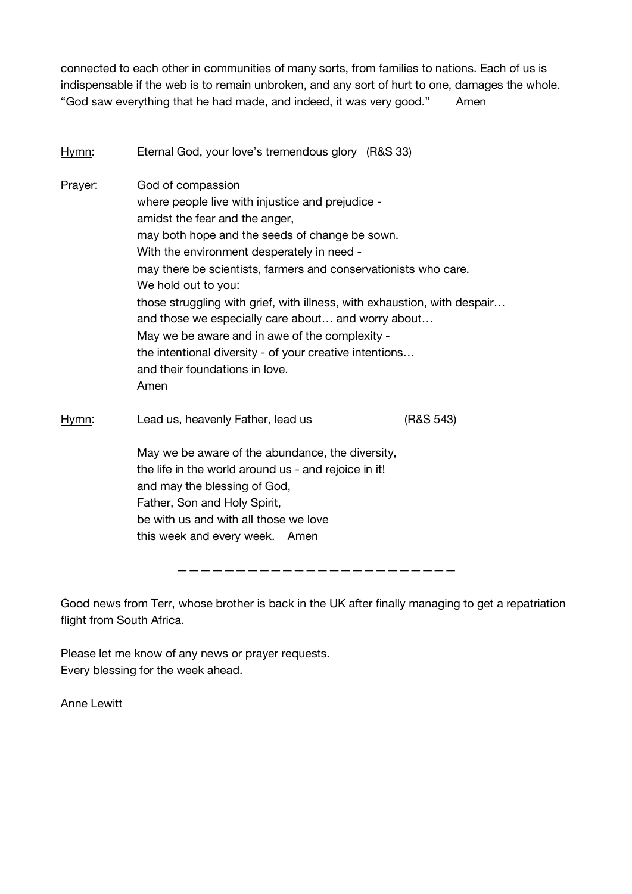connected to each other in communities of many sorts, from families to nations. Each of us is indispensable if the web is to remain unbroken, and any sort of hurt to one, damages the whole. "God saw everything that he had made, and indeed, it was very good."  Amen

<u>Hymn</u>: Eternal God, your love's tremendous glory (R&S 33)

<u>Prayer:</u> God of compassion  
where people live with injustice and prejudice -  
amidst the fear and the anger,  
may both hope and the seeds of change be sown.  
With the environment desperately in need -  
may there be scientists, farmers and conservationists who care.  
We hold out to you:  
those struggling with grief, with illness, with exhaustion, with despair…  
and those we especially care about… and worry about…  
May we be aware and in awe of the complexity -  
the intentional diversity - of your creative intentions…  
and their foundations in love.  
Amen

<u>Hymn</u>: Lead us, heavenly Father, lead us (R&S 543)

May we be aware of the abundance, the diversity,  
the life in the world around us - and rejoice in it!  
and may the blessing of God,  
Father, Son and Holy Spirit,  
be with us and with all those we love  
this week and every week. Amen

---

Good news from Terr, whose brother is back in the UK after finally managing to get a repatriation flight from South Africa.

Please let me know of any news or prayer requests.  
Every blessing for the week ahead.

Anne Lewitt